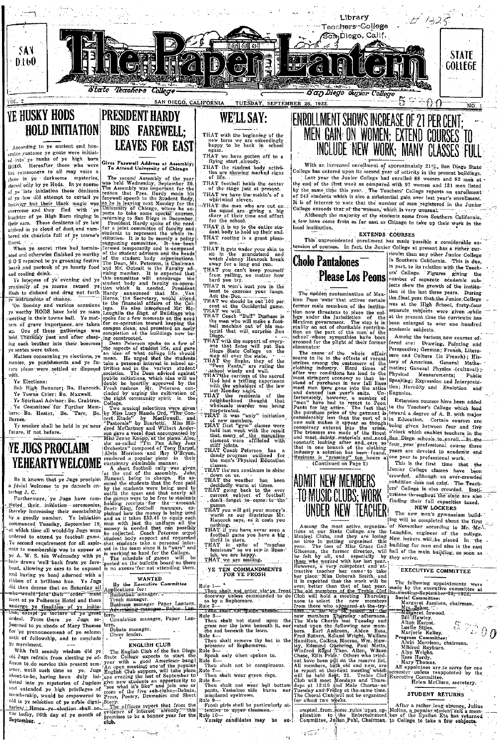# The Paper Lantern

State Teachers College — San Diego Junior College

VOL. 2 — SAN DIEGO, CALIFORNIA — TUESDAY, SEPTEMBER 26, 1922 — NO. 1

## YE HUSKY HODS HOLD INITIATION

According to ye ancient and honorable custome ye goats were initiated into ye ranks of ye high born HODS. Hereafter those who were but commoners to all may voice a share in ye darksome mysteries, shared only by ye Hods. In ye course of ye late initiation those denizens of ye low did attempt to curtail ye festivity but their black magic was overcome and they fled with ye laughter of ye High Born ringing in their ears. These denizens of ye law arrived in ye cloud of dust and numbered six chariots full of ye towne's finest.

When ye secret rites had terminated and otherwise finished ye worthy B O S repaired to ye groaning festive board and partook of ye hearty food and cooling drink.

Ye lateness of ye evening and ye proximity of ye morne caused ye Hods to disband and drag not forth ye instruments of chance.

On Sunday and various occasions ye worthy HODS have held ye mass meeting in their towne hall. Ye matters of grave importance are taken up. One of these gatherings was held Thursday past and after clasping each brother into their bosomes ye seates were taken.

Matters concerning ye elections, ye monies, ye punishments and ye future plans were settled or disposed with.

Ye Elections:

Sub High Bouncer: Bo. Hancock.
Ye Towne Crier: Bo. Maxwell.
Ye Spiritual Advisor: Bo. Crabtree.
Ye Committee for Further Members: Bo. Hester, Bo. Tarr, Bo. Burnes.

Ye smoker shall be held in ye near future, if not before.

## YE JUGS PROCLAIM YE HEARTY WELCOME

Be it known that ye Jugs proclaim a jovial welcome to ye damsels entering J. C.

Furthermore, ye Jugs have completed their initiation ceremonies, thereby increasing their membership by a goodly number. Ye initiation commenced Tuesday, September 19, at which time all would-by Jugs were ordered to attend ye football game. Ye second requirement for all aspirants to membership was to appear at ye A. W. S. tea Wednesday with ye hair drawn well back from ye forehead, allowing ye ears to be exposed and having ye head adorned with a ribbon of a brilliant hue. Ye Jugs did then decree that on Saturday all who would join their order must meet at ye Polhemus Hotel and there undergo ye finalities of ye initiation, except ye torture of ye great ordeal. From there ye Jugs sojourned to ye abode of Mary Thomas for ye pronouncement of ye solemn oath of fellowship, and to conclude ye merriment.

With full seemly wisdom did ye old Jugs refrain from electing ye officers to do service this present semester, until such time as ye Jugs shout-to-be, having been duly initiated into ye mysteries of Jugdom and extended ye high privileges of membership, would be empowered to aid in ye selection of ye noble dignitaries. Hence ye election shall occur today, 26th day of ye month of September.

## PRESIDENT HARDY BIDS FAREWELL; LEAVES FOR EAST

### Gives Farewell Address at Assembly; To Attend University of Chicago

The second Assembly of the year was held Wednesday, September 20. The Assembly was important for the reason that Pres. Hardy made his farewell speech to the Student Body, as he is leaving next Monday for the University of Chicago, where he expects to take some special courses, returning to San Diego in December.

President Hardy spoke of the need for a joint committee of faculty and students to represent the whole institution. It is to be merely a policy suggesting committee. It has been formed temporarily and is composed of the student advisers and the heads of the student body organizations. The Dean, Mr. Peterson, is Chairman and Mr. Outcalt is the Faculty advising member. It is expected that this committee will encourage the student body and faculty co-operation which is needed. President Hardy announced that Mr. Van Horne, the Secretary, would attend to the financial affairs of the College. He also introduced Mr. McLaughlin the Supt. of Buildings who spoke for a few moments on the need for co-operation toward keeping the campus clean, and promised an early completion of the buildings now being constructed.

Dean Peterson spoke on a few of the aspects of student life, and gave an idea of what college life should mean. He urged that the students take a personal interest in school activities and in the various student societies. The Dean advised against public initiations, which idea will no doubt be heartily approved by the Frosh rushees. Mr. Peterson concluded by urging the cultivation of the right community spirit in the College.

Two musical selections were given by Miss Lucy Maude Ord, "The Concert Etude" by MacDowell, and "Pastorale" by Scarlotti. Miss Mildred McCartney and Wilbert Anderson gave a vocal duet accompanied by Miss Jenne Knapp, at the piano. Also, the so-called "Tin Pan Alley Jazz Orchestra" composed of Tony Harpst, Alvin Morrison and Roy O'Bryan, rendered a popular piece in their customary admirable manner.

A short football rally was given at the end of the assembly. John Hancock being in charge. He assured the students that the fees paid by the students were being used to outfit the team and that nearly all the games were to be free to students holding receipts for the amount. Scott King, football manager, explained how the money is being used and as it takes $33.45 to equip each man with just the uniform all the money is needed that can possibly be collected. Coach Peterson urged student body support and requested that students take a personal interest in the team since it is "ours" and is working so hard for the College. The schedule of games will be posted on the bulletin board so there is no excuse for not attending them.

### WANTED

By the Executive Committee

Applications for:
Basketball manager.
Track manager.
Business manager Paper Lantern.
Advertising manager Paper Lantern.
Circulation manager, Paper Lantern.
Debate manager.
Cheer leader.

### ENGLISH CLUB

The English Club of the San Diego State College expects to start the year with a good American bang! An open meeting, one of the popular English Club uses, will take place one evening the last of September to give new students an opportunity to "see what it's like" and join one or more of the five sub-clubs—Debate, Press, Poetry, Dramatics and Short Story.

The officers report that from the evidence of interest already, this promises to be a banner year for the club.

## WE'LL SAY:

THAT with the beginning of the new term we are exceedingly happy to be back in school again.

THAT we have gotten off to a flying start already.

THAT the student body activities are showing marked signs of life.

THAT football holds the center of the stage just at present.

THAT we have the makin's of a whirlwind eleven.

THAT the men who are out on the squad are giving a big share of their time and effort for the school.

THAT it is up to the entire student body to hold up their end.

THAT rooting is a great pleasure.

THAT it gets under your skin to sit in the grandstand and watch Johnny Hancock break away for a long end run.

THAT you can't keep yourself from yelling, no matter how hard you try.

THAT it won't hurt you in the least to exercise your lungs. Ask the Doc.

THAT we should be out 100 per cent at the Occidental game.

THAT we will.

THAT Coach "Bull" Durham is the man who will make a football machine out of his material that will surprise San Diego.

THAT with the support of everyone that fame will put San Diego State College on the map all over the state.

THAT the Sophs, they of the "Peon Pants," are ruling the school wisely and well.

THAT the carriers of the sacred Hod had a trifling experience with the upholders of the law last Monday night.

THAT the residents of the neighborhood thought that wholesale murder was being perpetrated.

THAT it was "only" initiation of new members.

THAT first "gym" classes were held last week with the result that many of the masculine element were afflicted with stiff joints.

THAT Coach Peterson has a dandy program outlined for the men's Physical Education classes.

THAT the sun continues to shine down on us.

THAT the weather has been decidedly warm at times.

THAT going back to the ever current subject of football don't forget to come to the games.

THAT you will get your money's worth as our illustrious Mr. Hancock says, as it costs you nothing.

THAT if you have never seen a football game you have a big thrill in store.

THAT in spite of "muchas lecciones" as we say in Spanish, we are happy.

THAT we are smiling.

### YE TEN COMMANDMENTS FOR YE FROSH

Rule 1—
Thou shalt not enter via ye front doorway unless commanded to do so by a Sophomore.

Rule 2—
Thou shalt not ... women.

Rule 3—
Thou shalt not stand upon the grass nor the lawn beneath it, nor the sod beneath the lawn.

Rule 4—
Thou shalt remove thy hat in the presence of Sophomores.

Rule 5—
Speak only when spoken to.

Rule 6—
Thou shalt not be conspicuous.

Rule 7—
Thou shalt wear green caps.

Rule 8—
Thou shalt not wear bell bottom pants, Vaseline side burns nor misplaced eyebrows.

Rule 9—
Frosh girls shall be particularly attentive to upper classmen.

Rule 10—
Varsity candidates may be ex-

## ENROLLMENT SHOWS INCREASE OF 21 PER CENT; MEN GAIN ON WOMEN; EXTEND COURSES TO INCLUDE NEW WORK; MANY CLASSES FULL

With an increased enrollment of approximately 21%, San Diego State College has entered upon its second year of activity in the present buildings.

Last year the Junior College had enrolled 88 women and 82 men at the end of the first week as compared with 97 women and 131 men listed by the same time this year. The Teachers' College reports an enrollment of 243 students which is also a substantial gain over last year's enrollment. It is of interest to note that the number of men registered in the Junior College exceeds that of the women, which is very unusual.

Although the majority of the students come from Southern California, a few have come from as far east as Chicago to take up their work in the local institution.

### EXTENDS COURSES

This unprecedented enrollment has made possible a considerable extension of courses. In fact, the Junior College at present has a richer curriculum than any other Junior College in Southern California. This is due, in part, to its relation with the Teachers' College. Figures giving the number of separate academic subjects show the growth of the institution in the last three years. During the final year that the Junior College was at the High School, forty-four separate subjects were given while at the present time the curriculum has been enlarged to over one hundred academic subjects.

Among the various new courses offered are: Drawing, Painting and Perspective; German; French, Literature and Culture (in French); History of Americas. General Mathematics; General Physics (cultural); Physical Measurements; Public Speaking; Expression and Interpretation; Heredity and Evolution and Eugenics.

Extension courses have been added to the Teacher's College which lead toward a degree of A. B. with major in Education. Certain courses are being given between four and five o'clock which enables teachers in the San Diego schools to enroll. In the four year professional course three years are devoted to academic and one year to professional work.

This is the first time that the Junior College classes have been crowded, although an over-crowded condition does not exist. The Teachers' College is also crowded. Institutions throughout the state are also finding their full capacities taxed.

### NEW LOCKERS

The new men's gymnasium building will be completed about the first of November according to Mr. McLaughlin, engineer of the college. New lockers will be placed in the building for men and also in the east hall of the main building, as soon as they arrive.

## Cholo Pantalones Please Los Peons

The sudden contamination of Mexican Peon wear that attires certain former male members of the institution now threatens to place the college under the jurisdiction of the Mexican government. The step is in reality an act of charitable contribution on the part of the men of the school whose sympathies have been aroused for the plight of their former classmates.

The cause of the whole affair seems to lie in the effects of recent strikes among the customers of the clothing industry. Hard times of after war conditions has lead to the most stringent economy so that instead of purchases in new fall lines most men have gone into the attics and donned last year's suits. Unfortunately, however, a number of "men" have had to resort to Peon Pants for leg attire. The fact that the purchase price of the garment is considerably less than the cost of a new suit makes it appear as though conspiracy entered into the crisis. The trousers are made of the finest and most dainty materials and need constant looking after and care so that in one branch of the clothing industry a solution has been found. Business is "pressing" ten hours a day.

(Continued on Page 2)

## ADMIT NEW MEMBERS TO MUSIC CLUBS; WORK UNDER NEW TEACHER

Among the most active organizations at our State College are the Maujeal Clubs, and they are losing no time in getting organized this year. The loss of Miss Grace Gail Giberson, the former director, will be felt by all, and especially by those who worked with her last year. However, a very competent and attractive teacher has come to take her place. Miss Deborah Smith, and it is expected that the work will be even better than that of last year. The old members of the Treble Clef Club will hold a meeting Thursday noon to select the new members from those who appeared at the try-outs ... new members Thursday afternoon. The Male Chorus met Tuesday and voted upon the following new members. Earl Andreen, Alden Ross, Fred Butzen, Roland Wright, Wallace Hamilton, Collins, Macrae, Wm. Hawley, Edmund Giebring, Paul Metts, Winfred Rogal Theo. Allen, Wilson Chase, Ellis Pride. Others who tried out have been put on the reserve list. All members, both old and new, are to report at the next meeting which will be held Sept. 21. Treble Clef Club will meet Mondays and Thursdays at 12:10 and Male Chorus on Tuesday and Friday at the same time. The Choral Club will not be organized for about two weeks.

... erupted from some rules upon application to the Entertainment Committee, Julian Pohl, Chairman.

### EXECUTIVE COMMITTEE

The following appointments were made by the executive committee at its meeting September 20, 1922:

Social Committee:
Margaret Jamison, chairman.
Mrs. Schur.
Margaret Inwood.
Bill Hawley.
Alton Harpst.
Lucile Stiles.
Marjorie Kelley.

Program Committee:
Alvin Morrison, chairman.
Mildred Rayburn.
Alvin Wright.
Ross Hardy.
Mary Thomas.

All appointees are to serve for one semester unless reappointed by the Executive Committee.

Helen McClure, secretary.

### STUDENT RETURNS

After a rather long absence, Julius Molina, a popular student and a member of the Epsilon Eta has returned to College to take a few subjects.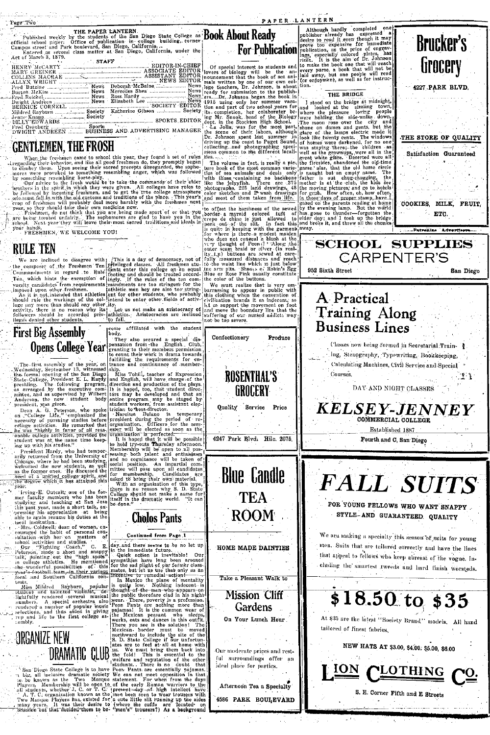## THE PAPER LANTERN

Published weekly by the students of the San Diego State College as official school paper. Office of publication in college building, corner Campus street and Park boulevard, San Diego, California.

Entered as second class matter at San Diego, California, under the Act of March 3, 1879.

STAFF

HENRY McCARTY ............ EDITOR-IN-CHIEF
MARY GREINER ............ ASSOCIATE EDITOR
COLLINS MACRAE ............ ASSISTANT EDITOR
ALLYN WRIGHT ............ NEWS EDITOR
Fred Butzine ............ News — Deborah McBaine ............ News
Burton McKim ............ News — Mercedes Shea ............ News
Fred Reichel ............ News — Ross Hardy ............ News
Dwight Andreen ............ News — Elizabeth Lee ............ News
BERNICE CORNELL ............ SOCIETY EDITOR
Mildred Rayburn ............ Society — Katherine Gibson ............ Society
Jeane Knapp ............ Society
BILLY EDWARDS ............ SPORTS EDITOR
Fred Osenburg ............ Sports
DWIGHT ANDREEN ............ BUSINESS AND ADVERTISING MANAGER

# GENTLEMEN, THE FROSH

When the freshmen came to school this year, they found a set of rules regarding their behavior, and like all good freshmen do, they promptly began to disobey them. Upon seeing their sacred precepts disregarded, the sophomores were provoked to something resembling anger, which was followed by something resembling horse-play.

Our advice to the frosh would be to take the commands of their elder brothers in the spirit in which they were given. All colleges have rules to be followed by incoming freshmen, and to get the true college atmosphere one must fall in with the old customs and traditions of the place. This year's crop of freshmen will probably deal more harshly with the freshmen next year, so they should take their own medicine now.

Freshmen, do not think that you are being made sport of or that you are being treated unfairly. The sophomores are glad to have you in the school. Next year they will leave their most sacred traditions and ideals in your hands.

FRESHMEN, WE WELCOME YOU!

# RULE TEN

We are inclined to disagree with the composer of the Freshmen Ten Commandments in regard to Rule Ten, which hints the exemption of varsity candidates from requirements imposed upon other freshmen.

As it is not intended that athletics should rule the workings of the college any more than should any other activity, there is no reason why its followers should be accorded privileges denied other students.

This is a day of democracy, not of privileged classes. All freshmen students enter this college on an equal footing and should be treated accordingly. If the rules of the ten commandments are too stringent for the athletic men they are also too stringent for other students, who probably intend to enter other fields of activity.

Let us not make an aristocracy of athletics. Aristocracies are inclined to fall.

# First Big Assembly Opens College Year

The first assembly of the year, on Wednesday, September 13, witnessed the formal opening of the San Diego State College, President E. L. Hardy presiding. The following program, as arranged by the executive committee, and as supervised by Wilbert Anderson, the new student body president, was given.

Dean A. G. Peterson, who spoke on "College Life," emphasized the necessity of pursuing studies before college activities. He remarked that he was "highly in favor of all reasonable college activities, provided the student was at the same time keeping up with his studies."

President Hardy, who had temporarily returned from the University of Chicago, where he had been studying, welcomed the new students, as well as the former ones. He discussed the need of a unified college spirit, and the degree which it has attained this year.

Irving E. Outcalt, one of the former faculty members who has been studying and teaching at San Jose this past year, made a short talk, expressing his appreciation at being able to again resume his duties at the local institution.

Mrs. Coldwell, dean of women, encouraged the habit of personal consultation with her on matters of school activities and studies.

Our "Fighting Coach," C. E. Peterson, made a short and snappy talk, pointing out the "high spots" in college athletics. He mentioned the wonderful possibilities of this year's football team, in their various local and Southern California contests.

Miss Mildred Rayburn, popular student and talented violinist, delightfully rendered several musical numbers. A special orchestra also rendered a number of popular music selections, and thus aided in giving pep and life to the first college assembly.

# ORGANIZE NEW DRAMATIC CLUB

San Diego State College is to have a big, all inclusive dramatic society to be known as the Two Masque Players. Membership will be open to all students, whether J. C. or T. C.

A. T. C. organization known as the Two Masque Players has existed for many years. It was their desire to broaden out that decided them to become affiliated with the student body.

They also secured a special dispensation from the English Club, granting to their members permission to count their work in drama towards fulfilling the requirements for entrance and continuance of membership.

Miss Tohill, teacher of Expression and English, will have charge of the direction and production of the plays. It is hoped, too, that student directors may be developed and that an entire program may be staged by student workers, from assistant electrician to boss-director.

Narcissa Delano is temporary president during the period of reorganization. Officers for the semester will be elected as soon as the organization is perfected.

It is hoped that it will be possible to hold try-outs Thursday afternoon. Membership will be open to all possessing both talent and enthusiasm and no cognizance will be taken of social position. An impartial committee will pass upon all candidates for membership. Candidates are asked to bring their own material.

With an organization of this type, there is no reason why S. D. State College should not make a name for itself in the dramatic world. "It can be done."

# Cholos Pants

Continued from Page 1

day and there seems to be no let up in the immediate future.

Quick action is inevitable! Our sympathies have long been aroused for the sad plight of our former classmates, but let us use that only as an incentive to remedial action!

In Mexico the plane of mentality is quite low. Nothing indecent is thought of the man who appears on the public thorofare clad in his night wear. There, poverty is a profession. Peon Pants are nothing more than pajamas! It is the common wear of the Mexican peasant who sleeps, works, eats and dances in this outfit. There you see is the solution! The Mexican border must be moved northward to include the site of the S. D. State College if our unfortunates are to feel at all at home with us. We must bring them back into the fold! This is essential to the welfare and reputation of the other students. There is no doubt that Peon Pants are essentially pajamas. We can not meet opposition in that statement. For when from the days of the early Roman warriors to the present day of high intellect have men been seen to wear trousers with a cute little slit running up the sides (where the cuffs are located on "men's" trousers?) As a background to offset the harshness of the sewed border a myriad colored tuft of crepe de chine is just allowed to peek out of the slit. In fact this is quite in keeping with the garment for where is there a modest maiden who does not conceal a blush at the very thought of Peon? Along the outer seam braid or silver (in reality t.n) buttons are sewed at carefully measured distances and reach to the waist line which is just below the arm pits. Shades of Robin's Egg Blue or Rose Pink usually constitute the color of the buttons.

We must realize that is very embarrassing to appear in public with this clothing when the convention of civilization brands it as indecent, so let us support the movement on foot and move the boundary line that the suffering of our nursed addicts may not be too severe.

# Book About Ready For Publication

Of special interest to students and lovers of biology will be the announcement that the book of sea animals written by one of our own college teachers, Dr. Johnson, is about ready for submission to the publishers. Dr. Johnson began the book in 1915 using only her summer vacation and part of two school years for its completion, her colaborater being Mr. Snook, head of the Biology dept. in the Stockton High School.

La Jolla, was for the most part, the scene of their labors, although Dr. Johnson spent last summer in driving up the coast to Puget Sound, collecting and photographing specimens common to the different localities.

The volume in fact, is really a picture book of the most common varieties of sea animals and deals only with those containing no backbone like the jellyfish. There are 375 photographs, 225 land drawings, 48 color sketches and 28 wash drawings and most of them taken from life.

Although hardly completed one publisher already has expressed a desire to read it even though it may prove too expensive for immediate publication, as the price of engravings, especially colored plates, has risen. It is the aim of Dr. Johnson to make the book one that will reach every purse, a book that will not be laid away, but one people will read for enjoyment, as well as for instruction.

### THE BRIDGE

I stood on the bridge at midnight, and looked at the sizzling town, where the pleasure loving people were holding the side-walks down. The moon rose over the city and shone on dames and gents, but the glare of the lamps electric made it look like twenty cents. The windows of homes were darkened, for no one was staying there; the children as well as the grownups, were all in the great white glare. Deserted were all the firesides, abandoned the old-time game; alas, that the old home circle is naught but an empty name. The father is out chug-chugging, the mother is at the club, the kids see the moving pictures, and go to hotels for grub. How often, oh, how often, in those days of proper stamp, have I gazed on the parents reading at home by the evening lamp. But the world has gone to thunder—forgotten the elder day; and I took up the bridge and broke it, and threw all the chunks away.

---

**Brucker's Grocery**

4227 PARK BLVD.

THE STORE OF QUALITY

Satisfaction Guaranteed

COOKIES, MILK, FRUIT, ETC.

Patronize Advertisers

---

**SCHOOL SUPPLIES**
**CARPENTER'S**

952 Sixth Street — San Diego

---

**A Practical Training Along Business Lines**

Classes now being formed in Secretarial Training, Stenography, Typewriting, Bookkeeping, Calculating Machines, Civil Service and Special Courses.

DAY AND NIGHT CLASSES

**KELSEY-JENNEY COMMERCIAL COLLEGE**

Established 1887

Fourth and C, San Diego

---

Confectionery — Produce

**ROSENTHAL'S GROCERY**

Quality — Service — Price

4247 Park Blvd. Hilc. 2075.

---

**Blue Candle TEA ROOM**

HOME MADE DAINTIES

Take a Pleasant Walk to

**Mission Cliff Gardens**

On Your Lunch Hour

Our moderate prices and restful surroundings offer an ideal place for parties.

Afternoon Tea a Specialty

4586 PARK BOULEVARD

---

**FALL SUITS**

FOR YOUNG FELLOWS WHO WANT SNAPPY STYLE—AND GUARANTEED QUALITY

We are making a specialty this season of suits for young men. Suits that are tailored correctly and have the lines that appeal to fellows who keep abreast of the vogue. Including the smartest tweeds and hard finish worsteds.

**$18.50 to $35**

At $35 are the latest "Society Brand" models. All hand tailored of finest fabrics.

NEW HATS AT $3.00, $4.00, $5.00, $6.00

**LION CLOTHING CO.**

S. E. Corner Fifth and E Streets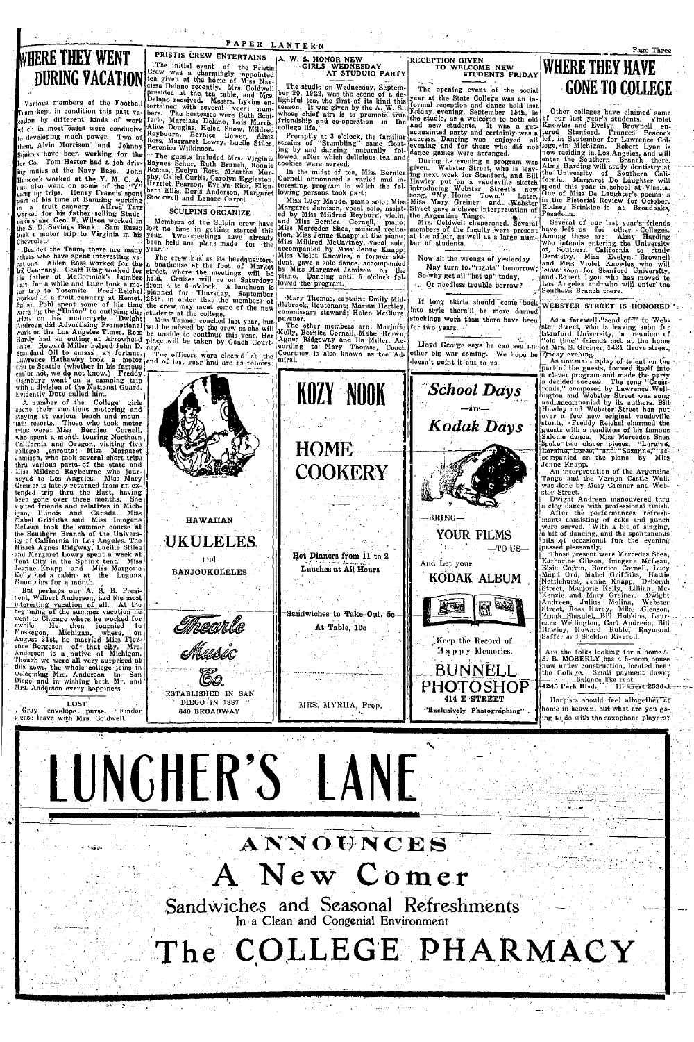# WHERE THEY WENT DURING VACATION

Various members of the Football Team kept in condition this past vacation by different kinds of work which in most cases were conducive to developing much power. Two of them, Alvin Morrison and Johnny Squires have been working for the Ice Co. Tom Hester had a job driving mules at the Navy Base. John Hancock worked at the Y. M. C. A. and also went on some of the "Y" camping trips. Henry Francis spent part of his time at Banning working in a fruit cannery. Alfred Tarr worked for his father selling Studebakers and Geo. F. Wilson worked in the S. D. Savings Bank. Sam Russo took a motor trip to Virginia in his Chevrolet.

Besides the Team, there are many others who have spent interesting vacations. Alden Ross worked for the L. A. Company. Scott King worked for his father at McCormick's Lumber yard for a while and later took a motor trip to Yosemite. Fred Reichel worked in a fruit cannery at Hemet. Julian Pohl spent some of his time carrying the "Union" to outlying districts on his motorcycle. Dwight Andreen did Advertising Promotional work on the Los Angeles Times. Ross Hardy had an outing at Arrowhead Lake. Howard Miller helped John D. Standard Oil to amass a fortune. Lawrence Hathaway took a motor trip to Seattle (whether in his famous car or not, we do not know.) Freddy Oshnburg went on a camping trip with a division of the National Guard. Evidently Duty culled him.

A number of the College girls spent their vacations motoring and staying at various beach and mountain resorts. Those who took motor trips were: Miss Bernice Cornell, who spent a month touring Northern California and Oregon, visiting five colleges enroute; Miss Margaret Jamison, who took several short trips thru various parts of the state and Miss Mildred Raybourne who journeyed to Los Angeles. Miss Mary Greiner is lately returned from an extended trip thru the East, having been gone over three months. She visited friends and relatives in Michigan, Illinois and Canada. Miss Mabel Griffiths and Miss Imogene McLean took the summer course at the Southern Branch of the University of California in Los Angeles. The Misses Agnes Ridgway, Lucille Stiles and Margaret Lowry spent a week at Tent City in the Sphinx tent. Miss Jeanne Knapp and Miss Margorie Kelly had a cabin at the Laguna Mountains for a month.

But perhaps our A. S. B. President, Wilbert Anderson, had the most interesting vacation of all. At the beginning of the summer vacation he went to Chicago where he worked for awhile. He then journied to Muskegon, Michigan, where, on August 21st, he married Miss Florence Borgeson of that city. Mrs. Anderson is a native of Michigan. Though we were all very surprised at this news, the whole college joins in welcoming Mrs. Anderson to San Diego and in wishing both Mr. and Mrs. Anderson every happiness.

**LOST**

Gray envelope purse. Finder please leave with Mrs. Coldwell.

## PRISTIS CREW ENTERTAINS

The initial event of the Pristis Crew was a charmingly appointed tea given at the home of Miss Narcissa Delano recently. Mrs. Coldwell presided at the tea table, and Mrs. Delano received. Messrs. Lykins entertained with several vocal numbers. The hostesses were Ruth Schiferle, Marcissa Delano, Lois Morris, Alice Douglas, Helen Snow, Mildred Raybourn, Bernice Bower, Alma Ross, Margaret Lowry, Lucile Stiles, Berenice Wilkinson.

The guests included Mrs. Virginia Barnes Schnr, Ruth Branch, Bonnie Roams, Evelyn Ross, MFartha Murphy, Caliel Curtis, Carolyn Eggleston, Harriet Pearson, Evelyn Rice, Elizabeth Ellis, Doris Anderson, Margaret Stockwell and Lenore Carrol.

## SCULPINS ORGANIZE

Members of the Sulpin crew have lost no time in getting started this year. Two meetings have already been held and plans made for the year.

The crew has as its headquarters a boathouse at the foot of Market street, where the meetings will be held. Cruises will be on Saturdays from 4 to 6 o'clock. A luncheon is planned for Thursday, September 28th, in order that the members of the crew may meet some of the new students at the college.

Miss Tanner coached last year, but will be missed by the crew as she will be unable to continue this year. Her place will be taken by Coach Courtney.

The following officers were elected at the end of last year and are as follows:

HAWAIIAN

UKULELES

and

BANJOUKULELES

Thearle Music Co.

ESTABLISHED IN SAN DIEGO IN 1887

640 BROADWAY

## A. W. S. HONOR NEW GIRLS WEDNESDAY AT STUDUIO PARTY

The studio on Wednesday, September 20, 1922, was the scene of a delightful tea, the first of its kind this season. It was given by the A. W. S., whose chief aim is to promote true friendship and co-operation in the college life.

Promptly at 3 o'clock, the familiar strains of "Stumbling" came floating by and dancing naturally followed, after which delicious tea and cookies were served.

In the midst of tea, Miss Bernice Cornell announced a varied and interesting program in which the following persons took part:

Miss Lucy Maude, piano solo; Miss Margaret Jamison, vocal solo, assisted by Miss Mildred Reyburn, violin, and Miss Bernice Cornell, piano; Miss Mercedes Shea, musical recitation, Miss Jenne Knapp at the piano; Miss Mildred McCartney, vocal solo, accompanied by Miss Jenne Knapp; Miss Violet Knowles, a former student, gave a solo dance, accompanied by Miss Margaret Jamison on the piano. Dancing until 5 o'clock followed the program.

Mary Thomas, captain; Emily Middlebrook, lieutenant; Marian Hartley, commissary steward; Helen McClure, purser.

The other members are: Marjorie Kelly, Bernice Cornell, Mabel Brown, Agnes Ridgeway and Ila Miller. According to Mary Thomas, Coach Courtney is also known as the Admiral.

KOZY NOOK

HOME COOKERY

Hot Dinners from 11 to 2

Lunches at All Hours

Sandwiches to Take Out, 5c

At Table, 10c

MRS. MYRHA, Prop.

## RECEPTION GIVEN TO WELCOME NEW STUDENTS FRIDAY

The opening event of the social year at the State College was an informal reception and dance held last Friday evening, September 15th, in the studio, as a welcome to both old and new students. It was a get-acquainted party and certainly was a success. Dancing was enjoyed all evening and for those who did not dance games were arranged.

During he evening a program was given. Webster Street, who is leaving next week for Stanford, and Bill Hawley put on a vaudeville sketch introducing Webster Street's new song, "My Home Town." Later, Miss Mary Greiner and Webster Street gave a clever interpretation of the Argentine Tango.

Mrs. Coldwell chaperoned. Several members of the faculty were present at the affair, as well as a large number of students.

Now all the wrongs of yesterday
May turn to "rights" tomorrow;
So why get all "het up" today,
Or needless trouble borrow?

If long skirts should come back into style there'll be more darned stockings worn than there have been for two years.

Lloyd George says he can see another big war coming. We hope he doesn't point it out to us.

*School Days*

—are—

*Kodak Days*

—BRING—

YOUR FILMS

—TO US—

And Let your

KODAK ALBUM

Keep the Record of Happy Memories.

BUNNELL PHOTOSHOP

414 E STREET

"Exclusively Photographic"

# WHERE THEY HAVE GONE TO COLLEGE

Other colleges have claimed some of our last year's students. Violet Knowles and Evelyn Brownell entered Stanford. Frances Peacock left in September for Lawrence College, in Michigan. Robert Lyon is now residing in Los Angeles, and will enter the Southern Branch there. Almy Harding will study dentistry at the University of Southern California. Margaret De Laughter will spend this year in school at Visalia. One of Miss De Laughter's poems is in the Pictorial Review for October. Rodney Brinkloe is at Broadoaks, Pasadena.

Several of our last year's friends have left us for other Colleges. Among these are: Almy Harding who intends entering the University of Southern California to study Dentistry. Miss Evelyn Brownell and Miss Violet Knowles who will leave soon for Stanford University, and Robert Lyon who has moved to Los Angeles and who will enter the Southern Branch there.

## WEBSTER STREET IS HONORED

As a farewell "send off" to Webster Street, who is leaving soon for Stanford University, a reunion of "old time" friends met at the home of Mrs. S. Greiner, 1421 Grove street, Friday evening.

As unusual display of talent on the part of the guests, formed itself into a clever program and made the party a decided success. The song "Crossroads," composed by Lawrence Wellington and Webster Street was sung and accompanied by its authors. Bill Hawley and Webster Street hon put over a few new original vaudeville stunts. Freddy Reichel charmed the guests with a rendition of his famous Salome dance. Miss Mercedes Shea spoke two clever pieces, "Loraine, Loraine, Loree," and "Suzanne," accompanied on the piano by Miss Jenne Knapp.

An interpretation of the Argentine Tango and the Vernon Castle Walk was done by Mary Greiner and Webster Street.

Dwight Andreen manouvered thru a clog dance with professional finish.

After the performances refreshments consisting of cake and punch were served. With a bit of singing, a bit of dancing, and the spontaneous bits of occasional fun the evening passed pleasently.

Those present were Mercedes Shea, Katharine Gibson, Imogene McLean, Elsie Corrin, Bernice Cornell, Lucy Maud Ord, Mabel Griffiths, Hattie Nettlehurst, Jenne Knapp, Deborah Street, Marjorie Kelly, Lillian McKenzie and Mary Greiner. Dwight Andreen, Julius Molina, Webster Street, Ross Hardy, Mike Gleason, Frank Sheude, Bill Hobkins, Laurence Wellington, Carl Andreen, Bill Hawley, Howard Buhle, Raymond Saffer and Sheldon Riveroll.

Are the folks looking for a home? S. B. MOBERLY has a 5-room house now under construction, located near the College. Small payment down; balance like rent. 4245 Park Blvd. Hillcrest 2536-J

Harpists should feel altogether at home in heaven, but what are you going to do with the saxophone players?

# LUNCHER'S LANE

## ANNOUNCES

## A New Comer

Sandwiches and Seasonal Refreshments

In a Clean and Congenial Environment

# The COLLEGE PHARMACY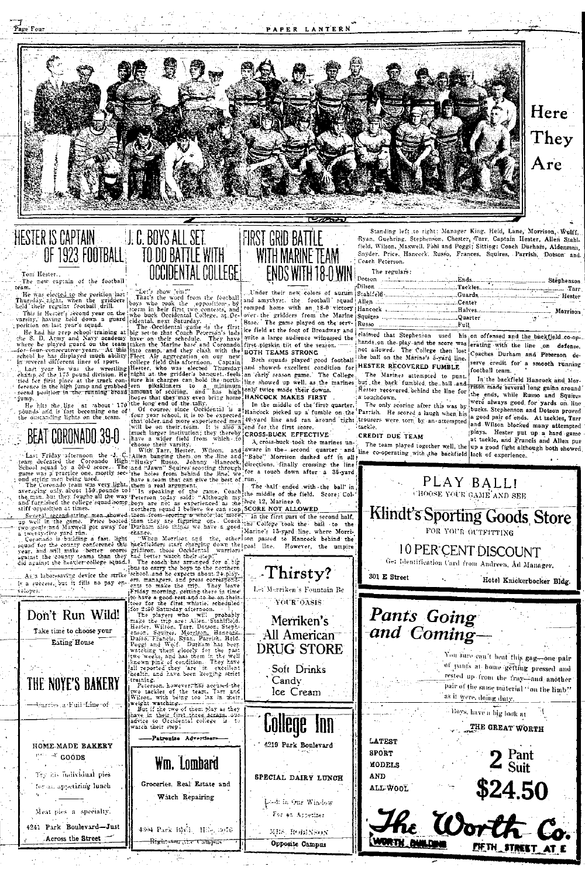# Here They Are

Standing left to right: Manager King, Heid, Lane, Morrison, Wulff, Ryan, Guehring, Stephenson, Chester, Tarr, Captain Hester, Allen Stahlfield, Wilson, Maxwell, Pohl and Poggi; Sitting: Coach Durham, Aldenmun, Snyder, Price, Hancock, Russo, Frances, Squires, Parrish, Dotson and Coach Peterson.

The regulars:

| | | |
|---|---|---|
| Dotson | Ends | Stephenson |
| Dilson | Tackles | Tarr |
| Stahlfeld | Guards | Hester |
| Allen | Center | |
| Hancock | Halves | Morrison |
| Squires | Quarter | |
| Russo | Full | |

## HESTER IS CAPTAIN OF 1923 FOOTBALL

Tom Hester,

The new captain of the football team.

He was elected to the position last Thursday night, when the gridders held their regular football drill.

This is Hester's second year on the varsity, having held down a guard position on last year's squad.

He had his prep school training at the S. D. Army and Navy academy where he played guard on the team for four consecutive years. At this school he has displayed much ability in several different lines of sport.

Last year he was the wrestling champ of the 175 pound division. He tied for first place at the track conference in the high jump and grabbed second position in the running broad jump.

He hits the line at about 170 pounds and is fast becoming one of the outstanding lights on the team.

## BEAT CORONADO 39-0

Last Friday afternoon the J. C. team defeated the Coronado High School squad by a 39-0 score. The game was a practice one, mostly second string men being used.

The Coronado team was very light, averaging only about 150 pounds to the man, but they fought all the way and furnished the college squad some stiff opposition at times.

Several second-string men showed up well in the game. Price booted two goals and Maxwell got away for a twenty-five yard run.

Coronado is building a fast, light squad for the county conference this year, and will make better scores against the county teams than they did against the heavier college squad.

As a labor-saving device the strike is a success, but it fills no pay envelopes.

## J. C. BOYS ALL SET TO DO BATTLE WITH OCCIDENTAL COLLEGE

"Let's show 'em!"

That's the word from the football boys who took the opposition by storm in heir first two contests, and who buck Occidental College, at Occidental, next Saturday.

The Occidental game is the first big set-to that Coach Peterson's lads have on their schedule. They have taken the Marine base and Coronado into camp, and they clash with the Fleet Air aggregation on our new college field this afternoon. Captain Hester, who was elected Thursday night at the gridder's banquet, feels sure his charges can hold the northern pigskinners to a minimum amount of scoring, and has high hopes that they may even bring home the long end of the tally.

Of course, since Occidental is a four year school, it is to be expected that older and more experienced men will be on their team. It is also a much larger institution; they thereby have a wider field from which to choose their varsity.

With Tarr, Hester, Wilson, and Allen banging them on the line and "Husky" Russo, Johnny Hancock, and "Jawn" Squires scooting through the holes from behind the line, we have a team that can give the best of them a real argument.

In speaking of the game, Coach Peterson today said: "Although my boys are not as experienced as the northern squad I believe we can stop them from scoring a whole lot more than they are figuring on. Coach Durham also thinks we have a good chance.

When Morrison and the other backfielders start charging down the gridiron, those Occidental warriors had better watch their step!"

The coach has arranged for a big bus to carry the boys to the northern school, and he expects about 24 players, managers, and press correspondents to make the trip. They leave Friday morning, getting there in time to have a good rest and to be on their toes for the first whistle, scheduled for 2:30 Saturday afternoon.

The players who will probably make the trip are: Allen, Stahlfeld, Hester, Wilson, Tarr, Dotson, Stephenson, Squires, Morrison, Hancock, Dasso, Francis, Ryan, Parrish, Heid, Poggi and Wolf. Durham has been watching them closely for the past two weeks, and has them in the well known pink of condition. They have all reported they are in excellent health, and have been keeping strict training.

Peterson, however, has accused the two tackles of the team, Tarr and Wilson, with being too lax in their weight watching.

But if the two of them play as they have in their first three scraps, our advice to Occidental college is to watch their step!

—Patronize Advertisers—

## FIRST GRID BATTLE WITH MARINE TEAM ENDS WITH 18-0 WIN

Under their new colors of aurum and amythyst, the football squad romped home with an 18-0 victory over the gridders from the Marine Base. The game played on the service field at the foot of Broadway and quite a large audience witnessed the first pigskin tilt of the season.

### BOTH TEAMS STRONG

Both squads played good football and showed excellent condition for an early season game. The College line showed up well, as the marines only twice made their downs.

### HANCOCK MAKES FIRST

In the middle of the first quarter, Hancock picked up a fumble on the 40-yard line and ran around right end for the first score.

### CROSS-BUCK EFFECTIVE

A cross-buck took the marines unaware in the second quarter and "Babe" Morrison dashed off in all directions, finally crossing the line for a touch down after a 35-yard run.

The half ended with the ball in the middle of the field. Score: College 12, Marines 0.

### SCORE NOT ALLOWED

In the first part of the second half, the College took the ball to the Marine's 15-yard line, where Morrison passed to Hancock behind the goal line. However, the umpire claimed that Stephenson used his hands on the play and the score was not allowed. The College then lost the ball on the Marine's 5-yard line.

### HESTER RECOVERED FUMBLE

The Marines attempted to punt, but the back fumbled the ball and Hester recovered behind the line for a touchdown.

The only scoring after this was by Parrish. He scored a laugh when his trousers were torn by an attempted tackle.

### CREDIT DUE TEAM

The team played together well, the line co-operating with the backfield on offense and the backfield co-operating with the line on defense. Coaches Durham and Peterson deserve credit for a smooth running football team.

In the backfield Hancock and Morrison made several long gains around the ends, while Russo and Squires were always good for yards on line bucks. Stephenson and Dotson proved a good pair of ends. At tackles, Tarr and Wilson blocked many attempted plays. Hester put up a hard game at tackle, and Francis and Allen put up a good fight although both showed lack of experience.

---

**Don't Run Wild!**

Take time to choose your Eating House

**THE NOYE'S BAKERY**

Carries a Full Line of

HOME-MADE BAKERY GOODS

Try its individual pies for an appetizing lunch

Meat pies a specialty.

4241 Park Boulevard—Just Across the Street

---

**Wm. Lombard**

Groceries, Real Estate and Watch Repairing

4304 Park Blvd. Hil. 5076

Right across the Campus

---

**Thirsty?**

Let Merriken's Fountain Be YOUR OASIS

**Merriken's All American DRUG STORE**

Soft Drinks
Candy
Ice Cream

---

**College Inn**

4219 Park Boulevard

SPECIAL DAIRY LUNCH

Look in Our Window For an Appetizer

MRS. ROBINSON

Opposite Campus

---

**PLAY BALL!**

CHOOSE YOUR GAME AND SEE

**Klindt's Sporting Goods Store**

FOR YOUR OUTFITTING

**10 PER CENT DISCOUNT**

Get Identification Card from Andreen, Ad Manager.

301 E Street — Hotel Knickerbocker Bldg.

---

***Pants Going and Coming—***

You sure can't beat this gag—one pair of pants at home getting pressed and rested up from the fray—and another pair of the same material "on the limb" as it were, doing duty.

Boys, have a big look at THE GREAT WORTH

LATEST SPORT MODELS AND ALL-WOOL

**2 Pant Suit $24.50**

***The Worth Co.***

WORTH BUILDING — FIFTH STREET AT E